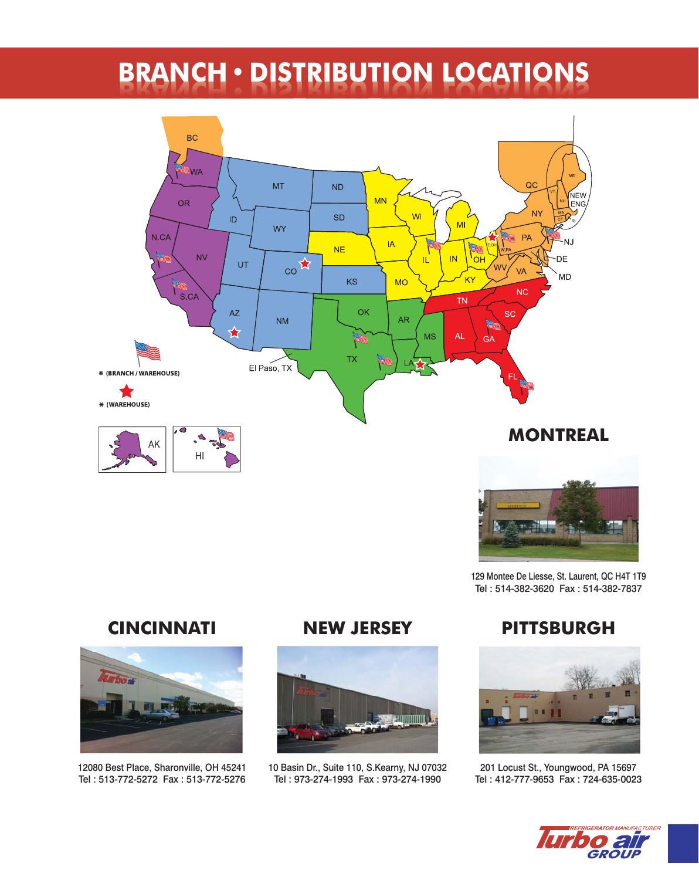# BRANCH • DISTRIBUTION LOCATIONS

* (BRANCH / WAREHOUSE)

* (WAREHOUSE)

## MONTREAL

129 Montee De Liesse, St. Laurent, QC H4T 1T9
Tel : 514-382-3620 Fax : 514-382-7837

## CINCINNATI

12080 Best Place, Sharonville, OH 45241
Tel : 513-772-5272 Fax : 513-772-5276

## NEW JERSEY

10 Basin Dr., Suite 110, S.Kearny, NJ 07032
Tel : 973-274-1993 Fax : 973-274-1990

## PITTSBURGH

201 Locust St., Youngwood, PA 15697
Tel : 412-777-9653 Fax : 724-635-0023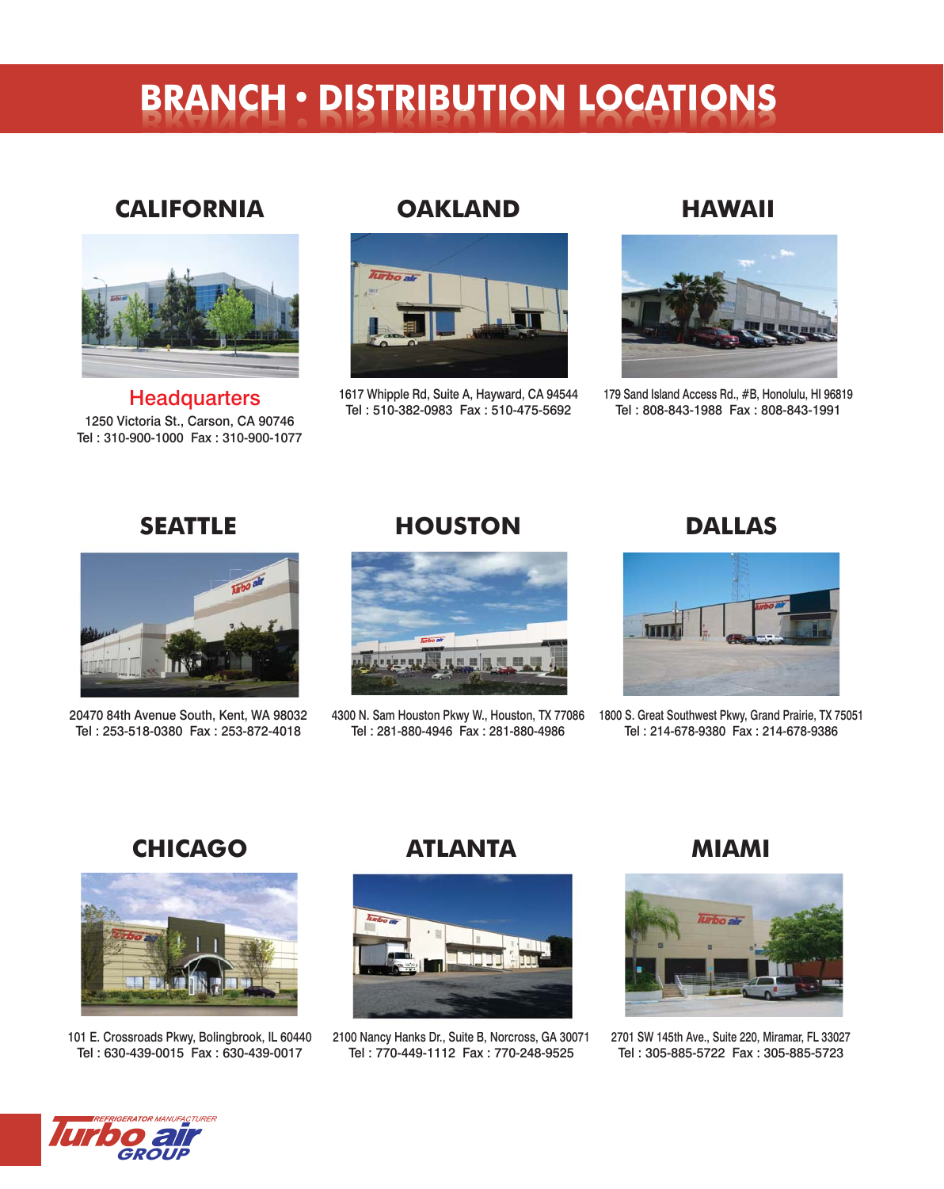# BRANCH • DISTRIBUTION LOCATIONS

## CALIFORNIA

Headquarters
1250 Victoria St., Carson, CA 90746
Tel : 310-900-1000 Fax : 310-900-1077

## OAKLAND

1617 Whipple Rd, Suite A, Hayward, CA 94544
Tel : 510-382-0983 Fax : 510-475-5692

## HAWAII

179 Sand Island Access Rd., #B, Honolulu, HI 96819
Tel : 808-843-1988 Fax : 808-843-1991

## SEATTLE

20470 84th Avenue South, Kent, WA 98032
Tel : 253-518-0380 Fax : 253-872-4018

## HOUSTON

4300 N. Sam Houston Pkwy W., Houston, TX 77086
Tel : 281-880-4946 Fax : 281-880-4986

## DALLAS

1800 S. Great Southwest Pkwy, Grand Prairie, TX 75051
Tel : 214-678-9380 Fax : 214-678-9386

## CHICAGO

101 E. Crossroads Pkwy, Bolingbrook, IL 60440
Tel : 630-439-0015 Fax : 630-439-0017

## ATLANTA

2100 Nancy Hanks Dr., Suite B, Norcross, GA 30071
Tel : 770-449-1112 Fax : 770-248-9525

## MIAMI

2701 SW 145th Ave., Suite 220, Miramar, FL 33027
Tel : 305-885-5722 Fax : 305-885-5723

REFRIGERATOR MANUFACTURER
Turbo air GROUP